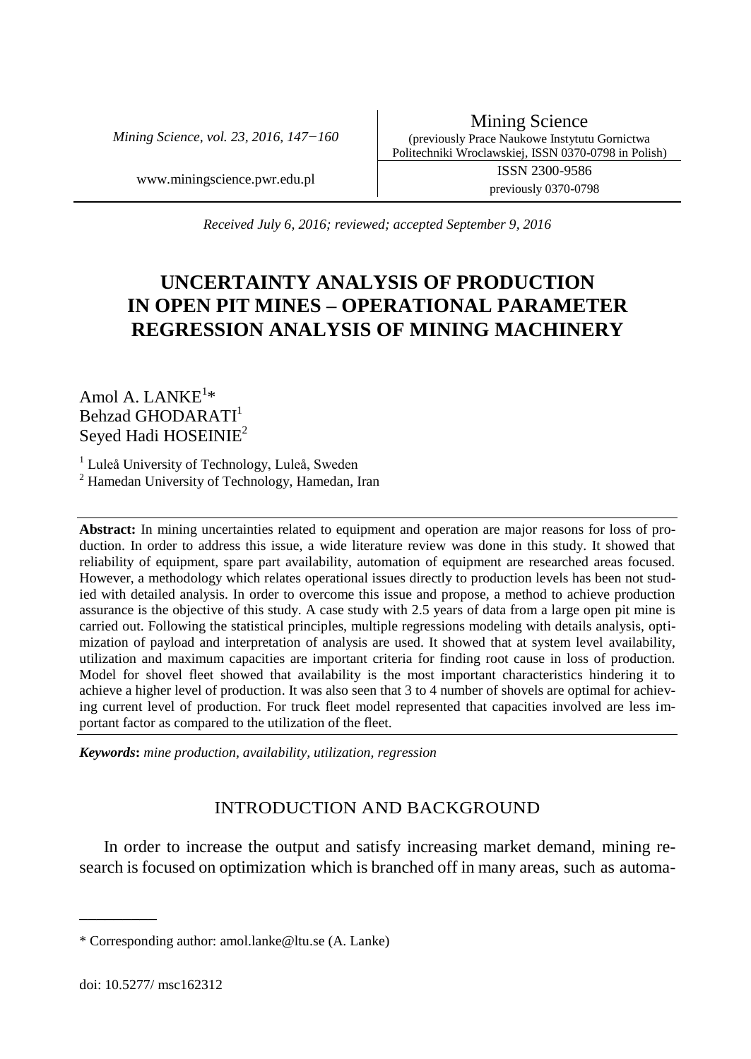Received July 6, 2016; reviewed; accepted September 9, 2016

# UNCERTAINTY ANALYSIS OF PRODUCTION IN OPEN PIT MINES – OPERATIONAL PARAMETER REGRESSION ANALYSIS OF MINING MACHINERY

Amol A. LANKE[1]*
Behzad GHODARATI[1]
Seyed Hadi HOSEINIE[2]

[1] Luleå University of Technology, Luleå, Sweden
[2] Hamedan University of Technology, Hamedan, Iran

**Abstract:** In mining uncertainties related to equipment and operation are major reasons for loss of production. In order to address this issue, a wide literature review was done in this study. It showed that reliability of equipment, spare part availability, automation of equipment are researched areas focused. However, a methodology which relates operational issues directly to production levels has been not studied with detailed analysis. In order to overcome this issue and propose, a method to achieve production assurance is the objective of this study. A case study with 2.5 years of data from a large open pit mine is carried out. Following the statistical principles, multiple regressions modeling with details analysis, optimization of payload and interpretation of analysis are used. It showed that at system level availability, utilization and maximum capacities are important criteria for finding root cause in loss of production. Model for shovel fleet showed that availability is the most important characteristics hindering it to achieve a higher level of production. It was also seen that 3 to 4 number of shovels are optimal for achieving current level of production. For truck fleet model represented that capacities involved are less important factor as compared to the utilization of the fleet.

***Keywords*:** *mine production, availability, utilization, regression*

## INTRODUCTION AND BACKGROUND

In order to increase the output and satisfy increasing market demand, mining research is focused on optimization which is branched off in many areas, such as automa-

---

\* Corresponding author: amol.lanke@ltu.se (A. Lanke)

doi: 10.5277/ msc162312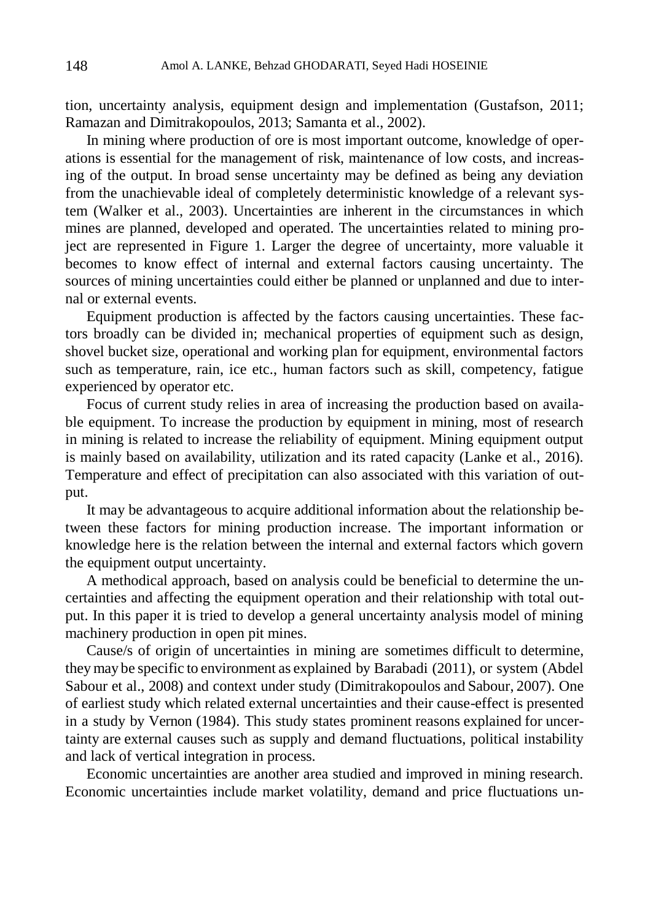tion, uncertainty analysis, equipment design and implementation (Gustafson, 2011; Ramazan and Dimitrakopoulos, 2013; Samanta et al., 2002).

In mining where production of ore is most important outcome, knowledge of operations is essential for the management of risk, maintenance of low costs, and increasing of the output. In broad sense uncertainty may be defined as being any deviation from the unachievable ideal of completely deterministic knowledge of a relevant system (Walker et al., 2003). Uncertainties are inherent in the circumstances in which mines are planned, developed and operated. The uncertainties related to mining project are represented in Figure 1. Larger the degree of uncertainty, more valuable it becomes to know effect of internal and external factors causing uncertainty. The sources of mining uncertainties could either be planned or unplanned and due to internal or external events.

Equipment production is affected by the factors causing uncertainties. These factors broadly can be divided in; mechanical properties of equipment such as design, shovel bucket size, operational and working plan for equipment, environmental factors such as temperature, rain, ice etc., human factors such as skill, competency, fatigue experienced by operator etc.

Focus of current study relies in area of increasing the production based on available equipment. To increase the production by equipment in mining, most of research in mining is related to increase the reliability of equipment. Mining equipment output is mainly based on availability, utilization and its rated capacity (Lanke et al., 2016). Temperature and effect of precipitation can also associated with this variation of output.

It may be advantageous to acquire additional information about the relationship between these factors for mining production increase. The important information or knowledge here is the relation between the internal and external factors which govern the equipment output uncertainty.

A methodical approach, based on analysis could be beneficial to determine the uncertainties and affecting the equipment operation and their relationship with total output. In this paper it is tried to develop a general uncertainty analysis model of mining machinery production in open pit mines.

Cause/s of origin of uncertainties in mining are sometimes difficult to determine, they may be specific to environment as explained by Barabadi (2011), or system (Abdel Sabour et al., 2008) and context under study (Dimitrakopoulos and Sabour, 2007). One of earliest study which related external uncertainties and their cause-effect is presented in a study by Vernon (1984). This study states prominent reasons explained for uncertainty are external causes such as supply and demand fluctuations, political instability and lack of vertical integration in process.

Economic uncertainties are another area studied and improved in mining research. Economic uncertainties include market volatility, demand and price fluctuations un-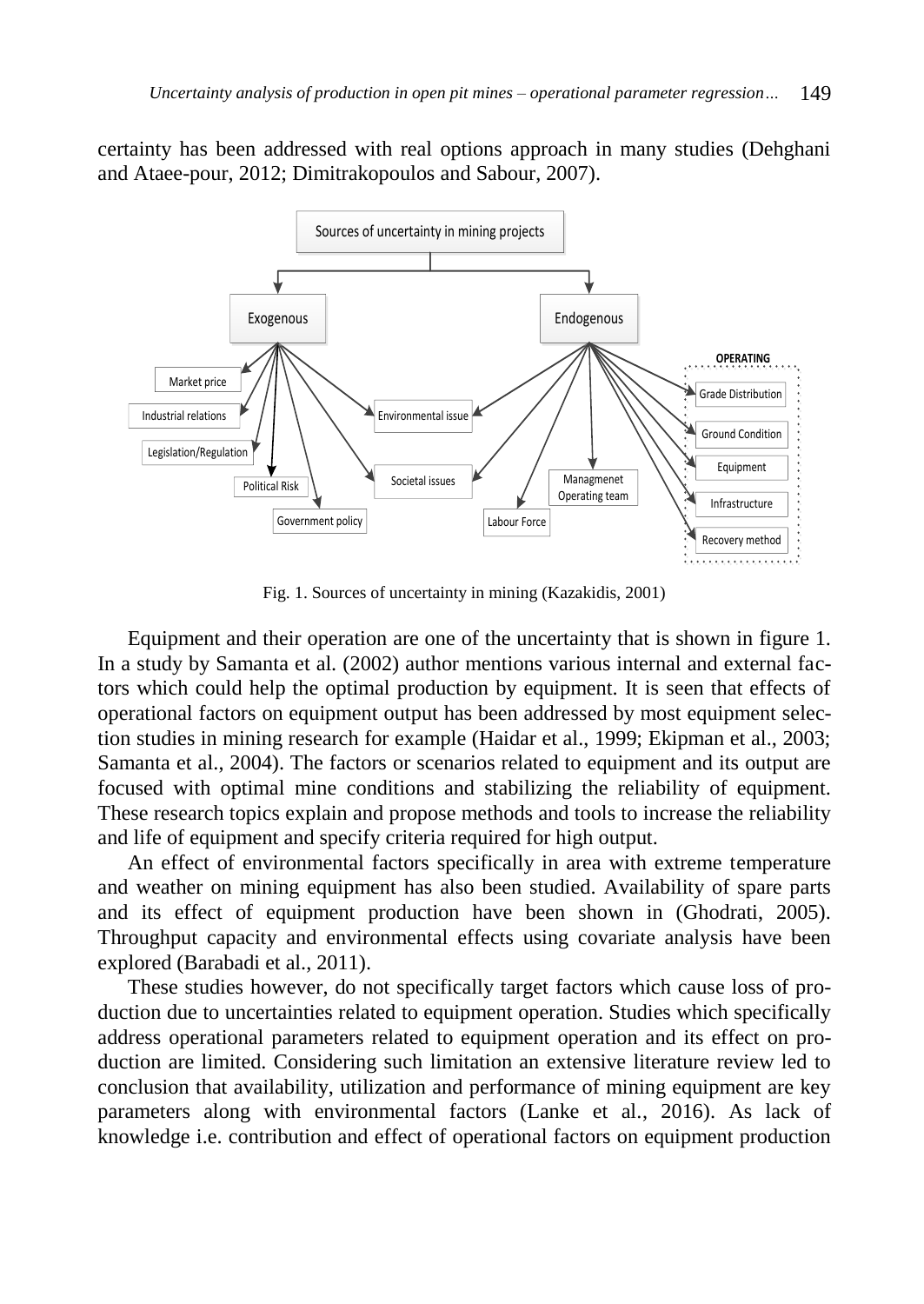certainty has been addressed with real options approach in many studies (Dehghani and Ataee-pour, 2012; Dimitrakopoulos and Sabour, 2007).

Fig. 1. Sources of uncertainty in mining (Kazakidis, 2001)

Equipment and their operation are one of the uncertainty that is shown in figure 1. In a study by Samanta et al. (2002) author mentions various internal and external factors which could help the optimal production by equipment. It is seen that effects of operational factors on equipment output has been addressed by most equipment selection studies in mining research for example (Haidar et al., 1999; Ekipman et al., 2003; Samanta et al., 2004). The factors or scenarios related to equipment and its output are focused with optimal mine conditions and stabilizing the reliability of equipment. These research topics explain and propose methods and tools to increase the reliability and life of equipment and specify criteria required for high output.

An effect of environmental factors specifically in area with extreme temperature and weather on mining equipment has also been studied. Availability of spare parts and its effect of equipment production have been shown in (Ghodrati, 2005). Throughput capacity and environmental effects using covariate analysis have been explored (Barabadi et al., 2011).

These studies however, do not specifically target factors which cause loss of production due to uncertainties related to equipment operation. Studies which specifically address operational parameters related to equipment operation and its effect on production are limited. Considering such limitation an extensive literature review led to conclusion that availability, utilization and performance of mining equipment are key parameters along with environmental factors (Lanke et al., 2016). As lack of knowledge i.e. contribution and effect of operational factors on equipment production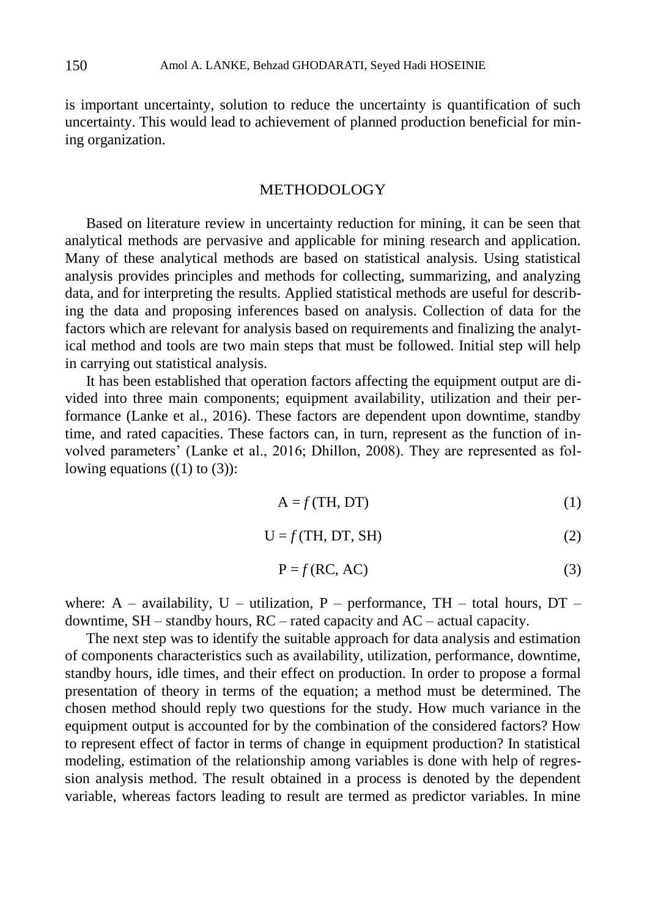is important uncertainty, solution to reduce the uncertainty is quantification of such uncertainty. This would lead to achievement of planned production beneficial for mining organization.

## METHODOLOGY

Based on literature review in uncertainty reduction for mining, it can be seen that analytical methods are pervasive and applicable for mining research and application. Many of these analytical methods are based on statistical analysis. Using statistical analysis provides principles and methods for collecting, summarizing, and analyzing data, and for interpreting the results. Applied statistical methods are useful for describing the data and proposing inferences based on analysis. Collection of data for the factors which are relevant for analysis based on requirements and finalizing the analytical method and tools are two main steps that must be followed. Initial step will help in carrying out statistical analysis.

It has been established that operation factors affecting the equipment output are divided into three main components; equipment availability, utilization and their performance (Lanke et al., 2016). These factors are dependent upon downtime, standby time, and rated capacities. These factors can, in turn, represent as the function of involved parameters' (Lanke et al., 2016; Dhillon, 2008). They are represented as following equations ((1) to (3)):

$$A = f\,(TH, DT) \tag{1}$$

$$U = f\,(TH, DT, SH) \tag{2}$$

$$P = f\,(RC, AC) \tag{3}$$

where: A – availability, U – utilization, P – performance, TH – total hours, DT – downtime, SH – standby hours, RC – rated capacity and AC – actual capacity.

The next step was to identify the suitable approach for data analysis and estimation of components characteristics such as availability, utilization, performance, downtime, standby hours, idle times, and their effect on production. In order to propose a formal presentation of theory in terms of the equation; a method must be determined. The chosen method should reply two questions for the study. How much variance in the equipment output is accounted for by the combination of the considered factors? How to represent effect of factor in terms of change in equipment production? In statistical modeling, estimation of the relationship among variables is done with help of regression analysis method. The result obtained in a process is denoted by the dependent variable, whereas factors leading to result are termed as predictor variables. In mine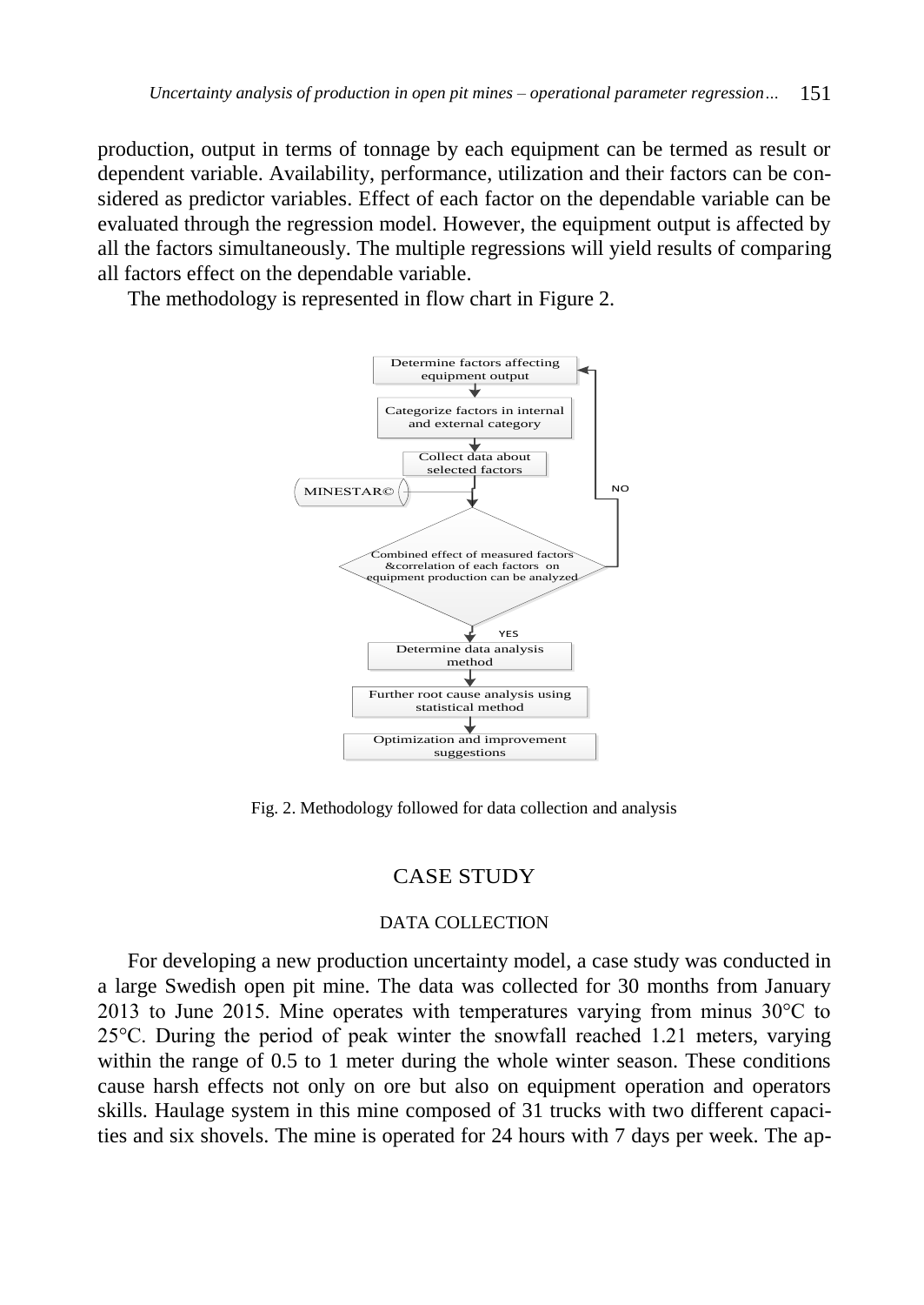production, output in terms of tonnage by each equipment can be termed as result or dependent variable. Availability, performance, utilization and their factors can be considered as predictor variables. Effect of each factor on the dependable variable can be evaluated through the regression model. However, the equipment output is affected by all the factors simultaneously. The multiple regressions will yield results of comparing all factors effect on the dependable variable.

The methodology is represented in flow chart in Figure 2.

Fig. 2. Methodology followed for data collection and analysis

## CASE STUDY

### DATA COLLECTION

For developing a new production uncertainty model, a case study was conducted in a large Swedish open pit mine. The data was collected for 30 months from January 2013 to June 2015. Mine operates with temperatures varying from minus 30°C to 25°C. During the period of peak winter the snowfall reached 1.21 meters, varying within the range of 0.5 to 1 meter during the whole winter season. These conditions cause harsh effects not only on ore but also on equipment operation and operators skills. Haulage system in this mine composed of 31 trucks with two different capacities and six shovels. The mine is operated for 24 hours with 7 days per week. The ap-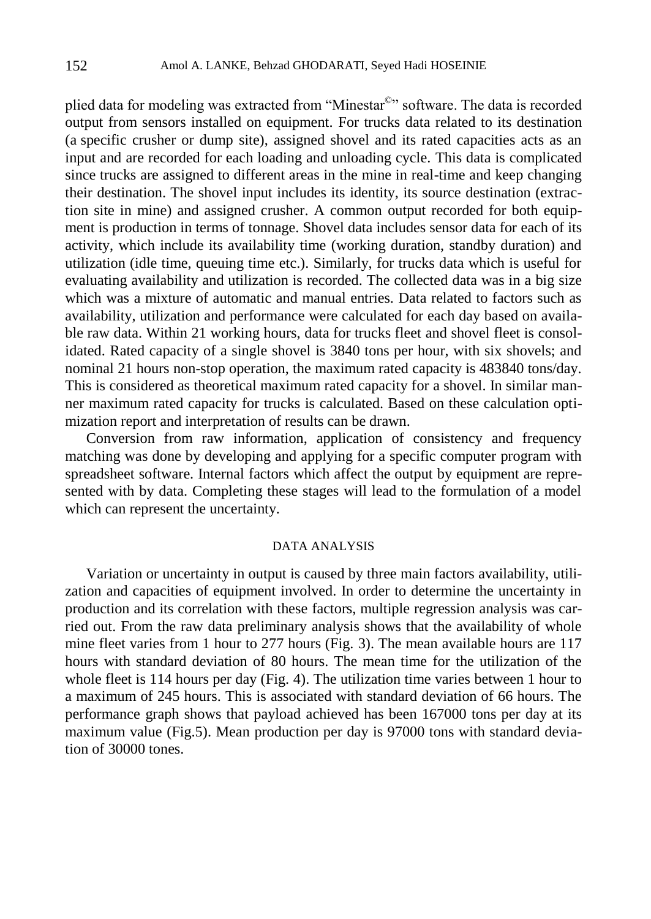plied data for modeling was extracted from "Minestar©" software. The data is recorded output from sensors installed on equipment. For trucks data related to its destination (a specific crusher or dump site), assigned shovel and its rated capacities acts as an input and are recorded for each loading and unloading cycle. This data is complicated since trucks are assigned to different areas in the mine in real-time and keep changing their destination. The shovel input includes its identity, its source destination (extraction site in mine) and assigned crusher. A common output recorded for both equipment is production in terms of tonnage. Shovel data includes sensor data for each of its activity, which include its availability time (working duration, standby duration) and utilization (idle time, queuing time etc.). Similarly, for trucks data which is useful for evaluating availability and utilization is recorded. The collected data was in a big size which was a mixture of automatic and manual entries. Data related to factors such as availability, utilization and performance were calculated for each day based on available raw data. Within 21 working hours, data for trucks fleet and shovel fleet is consolidated. Rated capacity of a single shovel is 3840 tons per hour, with six shovels; and nominal 21 hours non-stop operation, the maximum rated capacity is 483840 tons/day. This is considered as theoretical maximum rated capacity for a shovel. In similar manner maximum rated capacity for trucks is calculated. Based on these calculation optimization report and interpretation of results can be drawn.

Conversion from raw information, application of consistency and frequency matching was done by developing and applying for a specific computer program with spreadsheet software. Internal factors which affect the output by equipment are represented with by data. Completing these stages will lead to the formulation of a model which can represent the uncertainty.

## DATA ANALYSIS

Variation or uncertainty in output is caused by three main factors availability, utilization and capacities of equipment involved. In order to determine the uncertainty in production and its correlation with these factors, multiple regression analysis was carried out. From the raw data preliminary analysis shows that the availability of whole mine fleet varies from 1 hour to 277 hours (Fig. 3). The mean available hours are 117 hours with standard deviation of 80 hours. The mean time for the utilization of the whole fleet is 114 hours per day (Fig. 4). The utilization time varies between 1 hour to a maximum of 245 hours. This is associated with standard deviation of 66 hours. The performance graph shows that payload achieved has been 167000 tons per day at its maximum value (Fig.5). Mean production per day is 97000 tons with standard deviation of 30000 tones.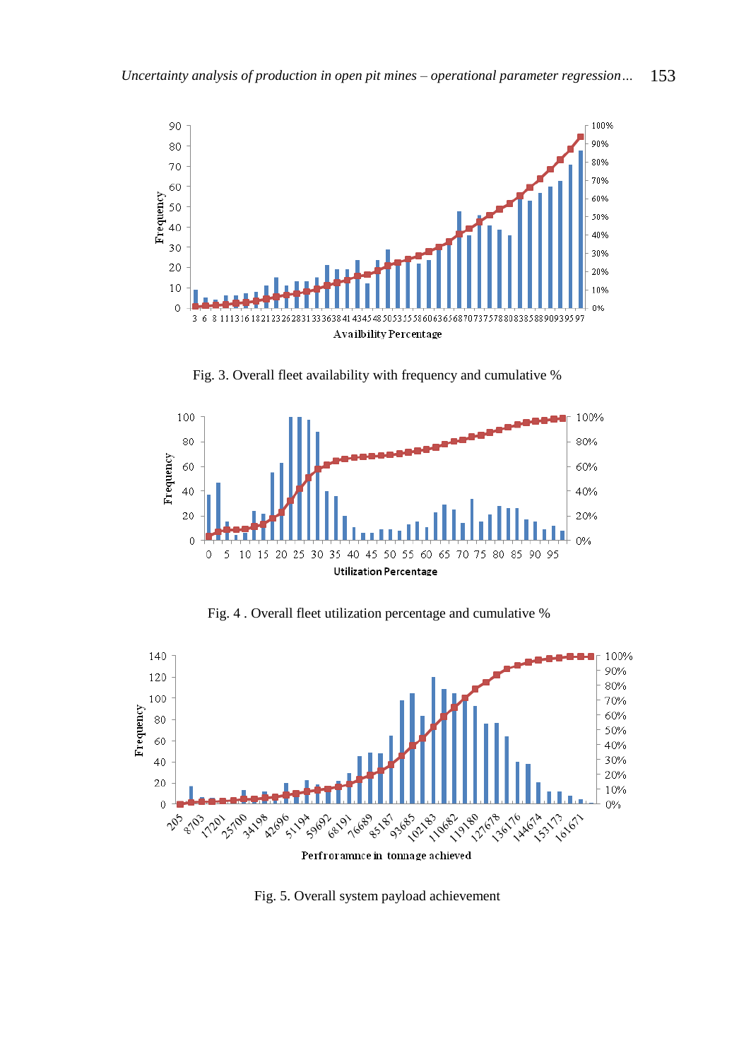Fig. 3. Overall fleet availability with frequency and cumulative %

Fig. 4 . Overall fleet utilization percentage and cumulative %

Fig. 5. Overall system payload achievement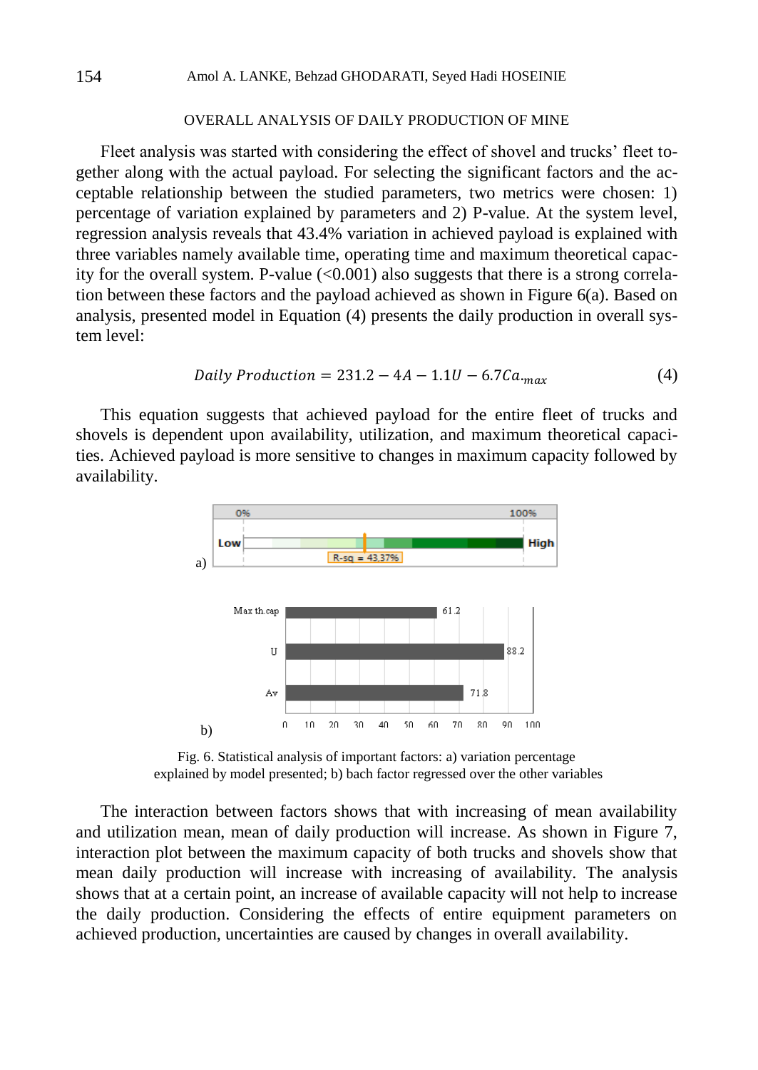OVERALL ANALYSIS OF DAILY PRODUCTION OF MINE

Fleet analysis was started with considering the effect of shovel and trucks' fleet together along with the actual payload. For selecting the significant factors and the acceptable relationship between the studied parameters, two metrics were chosen: 1) percentage of variation explained by parameters and 2) P-value. At the system level, regression analysis reveals that 43.4% variation in achieved payload is explained with three variables namely available time, operating time and maximum theoretical capacity for the overall system. P-value (<0.001) also suggests that there is a strong correlation between these factors and the payload achieved as shown in Figure 6(a). Based on analysis, presented model in Equation (4) presents the daily production in overall system level:

$$Daily\ Production = 231.2 - 4A - 1.1U - 6.7Ca._{max} \tag{4}$$

This equation suggests that achieved payload for the entire fleet of trucks and shovels is dependent upon availability, utilization, and maximum theoretical capacities. Achieved payload is more sensitive to changes in maximum capacity followed by availability.

Fig. 6. Statistical analysis of important factors: a) variation percentage explained by model presented; b) bach factor regressed over the other variables

The interaction between factors shows that with increasing of mean availability and utilization mean, mean of daily production will increase. As shown in Figure 7, interaction plot between the maximum capacity of both trucks and shovels show that mean daily production will increase with increasing of availability. The analysis shows that at a certain point, an increase of available capacity will not help to increase the daily production. Considering the effects of entire equipment parameters on achieved production, uncertainties are caused by changes in overall availability.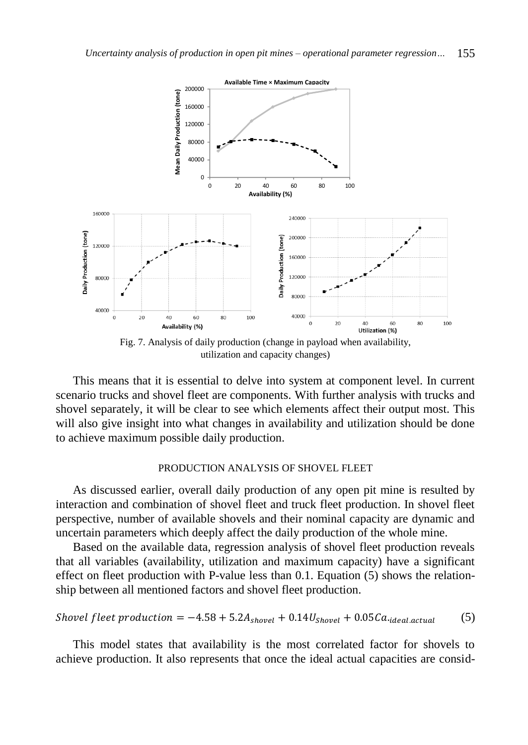Fig. 7. Analysis of daily production (change in payload when availability, utilization and capacity changes)

This means that it is essential to delve into system at component level. In current scenario trucks and shovel fleet are components. With further analysis with trucks and shovel separately, it will be clear to see which elements affect their output most. This will also give insight into what changes in availability and utilization should be done to achieve maximum possible daily production.

## PRODUCTION ANALYSIS OF SHOVEL FLEET

As discussed earlier, overall daily production of any open pit mine is resulted by interaction and combination of shovel fleet and truck fleet production. In shovel fleet perspective, number of available shovels and their nominal capacity are dynamic and uncertain parameters which deeply affect the daily production of the whole mine.

Based on the available data, regression analysis of shovel fleet production reveals that all variables (availability, utilization and maximum capacity) have a significant effect on fleet production with P-value less than 0.1. Equation (5) shows the relationship between all mentioned factors and shovel fleet production.

$$Shovel\ fleet\ production = -4.58 + 5.2A_{shovel} + 0.14U_{Shovel} + 0.05Ca._{ideal.actual} \tag{5}$$

This model states that availability is the most correlated factor for shovels to achieve production. It also represents that once the ideal actual capacities are consid-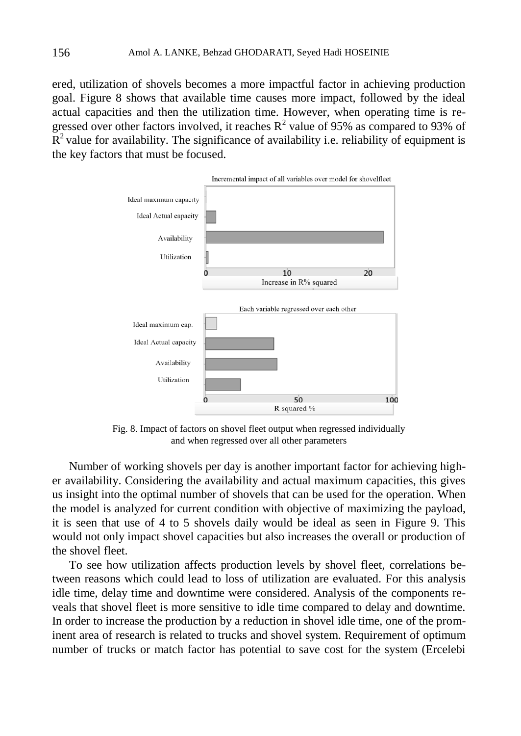ered, utilization of shovels becomes a more impactful factor in achieving production goal. Figure 8 shows that available time causes more impact, followed by the ideal actual capacities and then the utilization time. However, when operating time is regressed over other factors involved, it reaches $R^2$ value of 95% as compared to 93% of $R^2$ value for availability. The significance of availability i.e. reliability of equipment is the key factors that must be focused.

Fig. 8. Impact of factors on shovel fleet output when regressed individually and when regressed over all other parameters

Number of working shovels per day is another important factor for achieving higher availability. Considering the availability and actual maximum capacities, this gives us insight into the optimal number of shovels that can be used for the operation. When the model is analyzed for current condition with objective of maximizing the payload, it is seen that use of 4 to 5 shovels daily would be ideal as seen in Figure 9. This would not only impact shovel capacities but also increases the overall or production of the shovel fleet.

To see how utilization affects production levels by shovel fleet, correlations between reasons which could lead to loss of utilization are evaluated. For this analysis idle time, delay time and downtime were considered. Analysis of the components reveals that shovel fleet is more sensitive to idle time compared to delay and downtime. In order to increase the production by a reduction in shovel idle time, one of the prominent area of research is related to trucks and shovel system. Requirement of optimum number of trucks or match factor has potential to save cost for the system (Ercelebi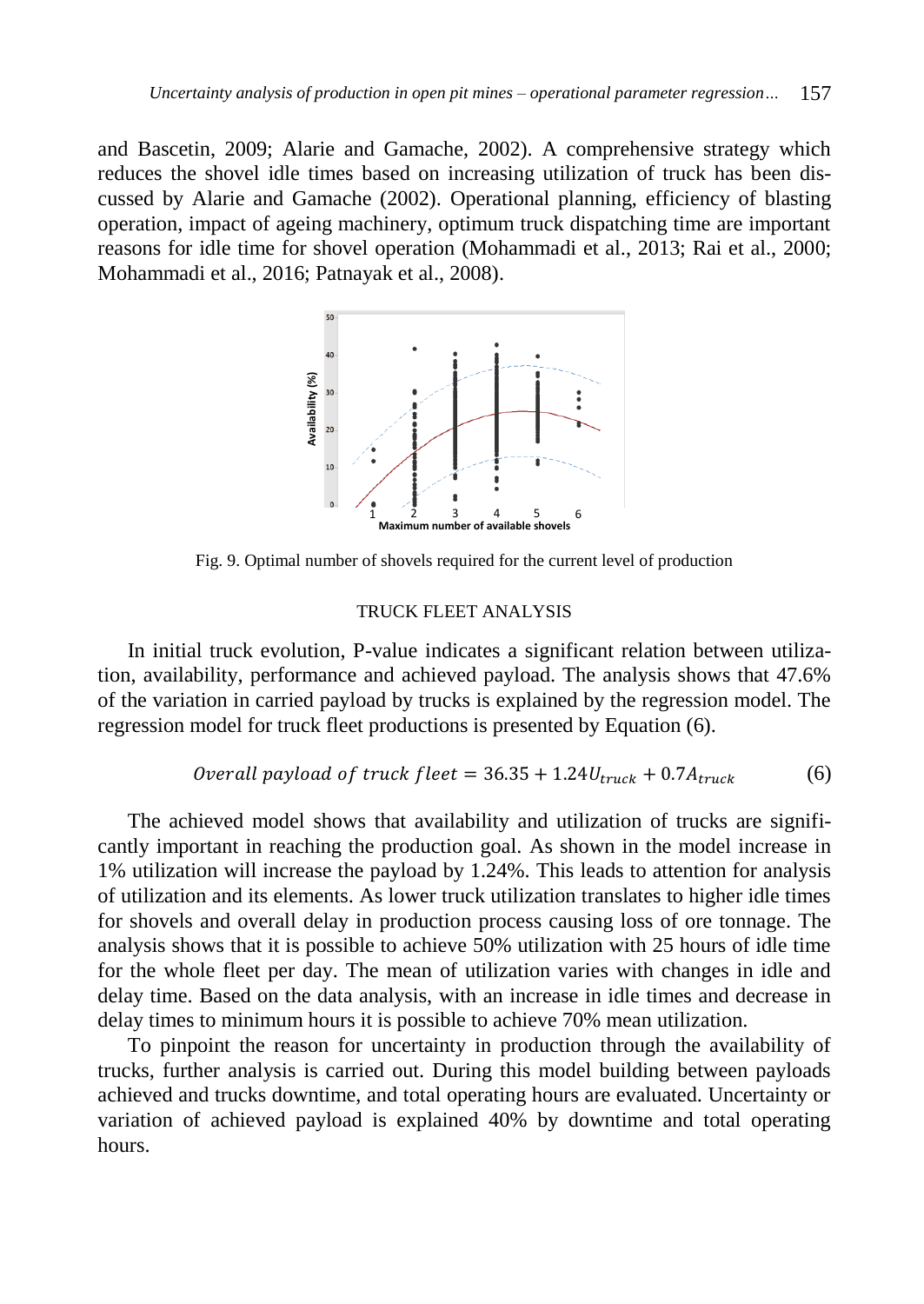and Bascetin, 2009; Alarie and Gamache, 2002). A comprehensive strategy which reduces the shovel idle times based on increasing utilization of truck has been discussed by Alarie and Gamache (2002). Operational planning, efficiency of blasting operation, impact of ageing machinery, optimum truck dispatching time are important reasons for idle time for shovel operation (Mohammadi et al., 2013; Rai et al., 2000; Mohammadi et al., 2016; Patnayak et al., 2008).

Fig. 9. Optimal number of shovels required for the current level of production

## TRUCK FLEET ANALYSIS

In initial truck evolution, P-value indicates a significant relation between utilization, availability, performance and achieved payload. The analysis shows that 47.6% of the variation in carried payload by trucks is explained by the regression model. The regression model for truck fleet productions is presented by Equation (6).

$$Overall\ payload\ of\ truck\ fleet = 36.35 + 1.24U_{truck} + 0.7A_{truck} \tag{6}$$

The achieved model shows that availability and utilization of trucks are significantly important in reaching the production goal. As shown in the model increase in 1% utilization will increase the payload by 1.24%. This leads to attention for analysis of utilization and its elements. As lower truck utilization translates to higher idle times for shovels and overall delay in production process causing loss of ore tonnage. The analysis shows that it is possible to achieve 50% utilization with 25 hours of idle time for the whole fleet per day. The mean of utilization varies with changes in idle and delay time. Based on the data analysis, with an increase in idle times and decrease in delay times to minimum hours it is possible to achieve 70% mean utilization.

To pinpoint the reason for uncertainty in production through the availability of trucks, further analysis is carried out. During this model building between payloads achieved and trucks downtime, and total operating hours are evaluated. Uncertainty or variation of achieved payload is explained 40% by downtime and total operating hours.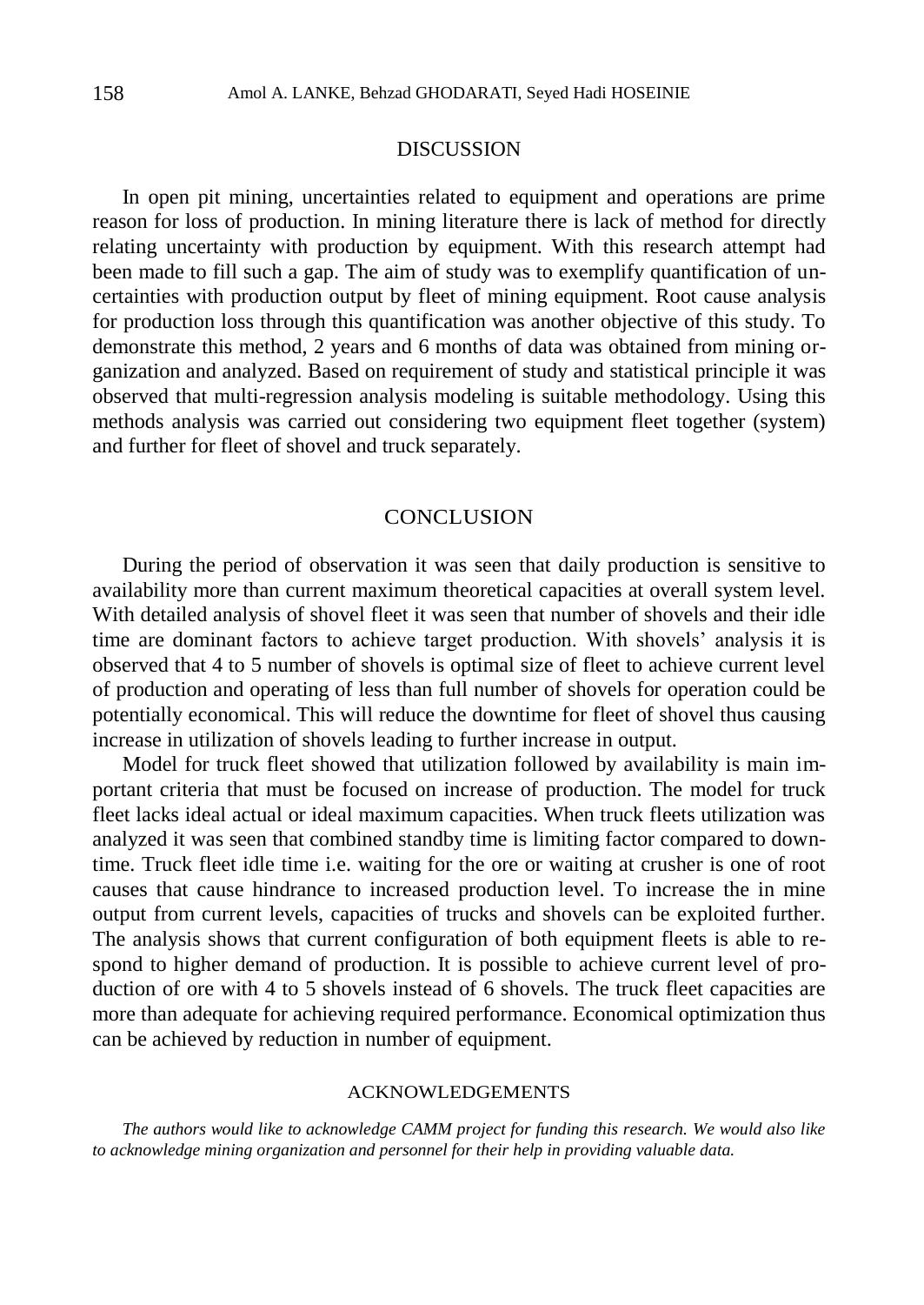## DISCUSSION

In open pit mining, uncertainties related to equipment and operations are prime reason for loss of production. In mining literature there is lack of method for directly relating uncertainty with production by equipment. With this research attempt had been made to fill such a gap. The aim of study was to exemplify quantification of uncertainties with production output by fleet of mining equipment. Root cause analysis for production loss through this quantification was another objective of this study. To demonstrate this method, 2 years and 6 months of data was obtained from mining organization and analyzed. Based on requirement of study and statistical principle it was observed that multi-regression analysis modeling is suitable methodology. Using this methods analysis was carried out considering two equipment fleet together (system) and further for fleet of shovel and truck separately.

## CONCLUSION

During the period of observation it was seen that daily production is sensitive to availability more than current maximum theoretical capacities at overall system level. With detailed analysis of shovel fleet it was seen that number of shovels and their idle time are dominant factors to achieve target production. With shovels' analysis it is observed that 4 to 5 number of shovels is optimal size of fleet to achieve current level of production and operating of less than full number of shovels for operation could be potentially economical. This will reduce the downtime for fleet of shovel thus causing increase in utilization of shovels leading to further increase in output.

Model for truck fleet showed that utilization followed by availability is main important criteria that must be focused on increase of production. The model for truck fleet lacks ideal actual or ideal maximum capacities. When truck fleets utilization was analyzed it was seen that combined standby time is limiting factor compared to downtime. Truck fleet idle time i.e. waiting for the ore or waiting at crusher is one of root causes that cause hindrance to increased production level. To increase the in mine output from current levels, capacities of trucks and shovels can be exploited further. The analysis shows that current configuration of both equipment fleets is able to respond to higher demand of production. It is possible to achieve current level of production of ore with 4 to 5 shovels instead of 6 shovels. The truck fleet capacities are more than adequate for achieving required performance. Economical optimization thus can be achieved by reduction in number of equipment.

### ACKNOWLEDGEMENTS

*The authors would like to acknowledge CAMM project for funding this research. We would also like to acknowledge mining organization and personnel for their help in providing valuable data.*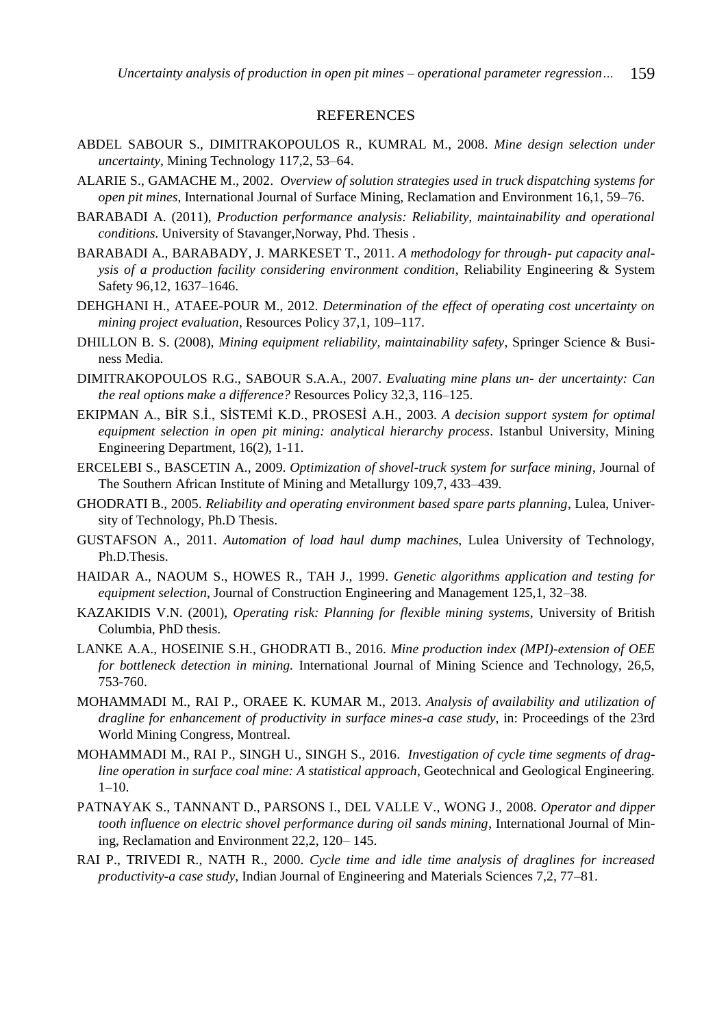## REFERENCES

ABDEL SABOUR S., DIMITRAKOPOULOS R., KUMRAL M., 2008. *Mine design selection under uncertainty*, Mining Technology 117,2, 53–64.

ALARIE S., GAMACHE M., 2002. *Overview of solution strategies used in truck dispatching systems for open pit mines*, International Journal of Surface Mining, Reclamation and Environment 16,1, 59–76.

BARABADI A. (2011), *Production performance analysis: Reliability, maintainability and operational conditions.* University of Stavanger,Norway, Phd. Thesis .

BARABADI A., BARABADY, J. MARKESET T., 2011. *A methodology for through- put capacity analysis of a production facility considering environment condition*, Reliability Engineering & System Safety 96,12, 1637–1646.

DEHGHANI H., ATAEE-POUR M., 2012. *Determination of the effect of operating cost uncertainty on mining project evaluation*, Resources Policy 37,1, 109–117.

DHILLON B. S. (2008), *Mining equipment reliability, maintainability safety*, Springer Science & Business Media.

DIMITRAKOPOULOS R.G., SABOUR S.A.A., 2007. *Evaluating mine plans un- der uncertainty: Can the real options make a difference?* Resources Policy 32,3, 116–125.

EKIPMAN A., BİR S.İ., SİSTEMİ K.D., PROSESİ A.H., 2003. *A decision support system for optimal equipment selection in open pit mining: analytical hierarchy process*. Istanbul University, Mining Engineering Department, 16(2), 1-11.

ERCELEBI S., BASCETIN A., 2009. *Optimization of shovel-truck system for surface mining*, Journal of The Southern African Institute of Mining and Metallurgy 109,7, 433–439.

GHODRATI B., 2005. *Reliability and operating environment based spare parts planning*, Lulea, University of Technology, Ph.D Thesis.

GUSTAFSON A., 2011. *Automation of load haul dump machines*, Lulea University of Technology, Ph.D.Thesis.

HAIDAR A., NAOUM S., HOWES R., TAH J., 1999. *Genetic algorithms application and testing for equipment selection*, Journal of Construction Engineering and Management 125,1, 32–38.

KAZAKIDIS V.N. (2001), *Operating risk: Planning for flexible mining systems*, University of British Columbia, PhD thesis.

LANKE A.A., HOSEINIE S.H., GHODRATI B., 2016. *Mine production index (MPI)-extension of OEE for bottleneck detection in mining.* International Journal of Mining Science and Technology, 26,5, 753-760.

MOHAMMADI M., RAI P., ORAEE K. KUMAR M., 2013. *Analysis of availability and utilization of dragline for enhancement of productivity in surface mines-a case study*, in: Proceedings of the 23rd World Mining Congress, Montreal.

MOHAMMADI M., RAI P., SINGH U., SINGH S., 2016. *Investigation of cycle time segments of dragline operation in surface coal mine: A statistical approach*, Geotechnical and Geological Engineering. 1–10.

PATNAYAK S., TANNANT D., PARSONS I., DEL VALLE V., WONG J., 2008. *Operator and dipper tooth influence on electric shovel performance during oil sands mining*, International Journal of Mining, Reclamation and Environment 22,2, 120– 145.

RAI P., TRIVEDI R., NATH R., 2000. *Cycle time and idle time analysis of draglines for increased productivity-a case study*, Indian Journal of Engineering and Materials Sciences 7,2, 77–81.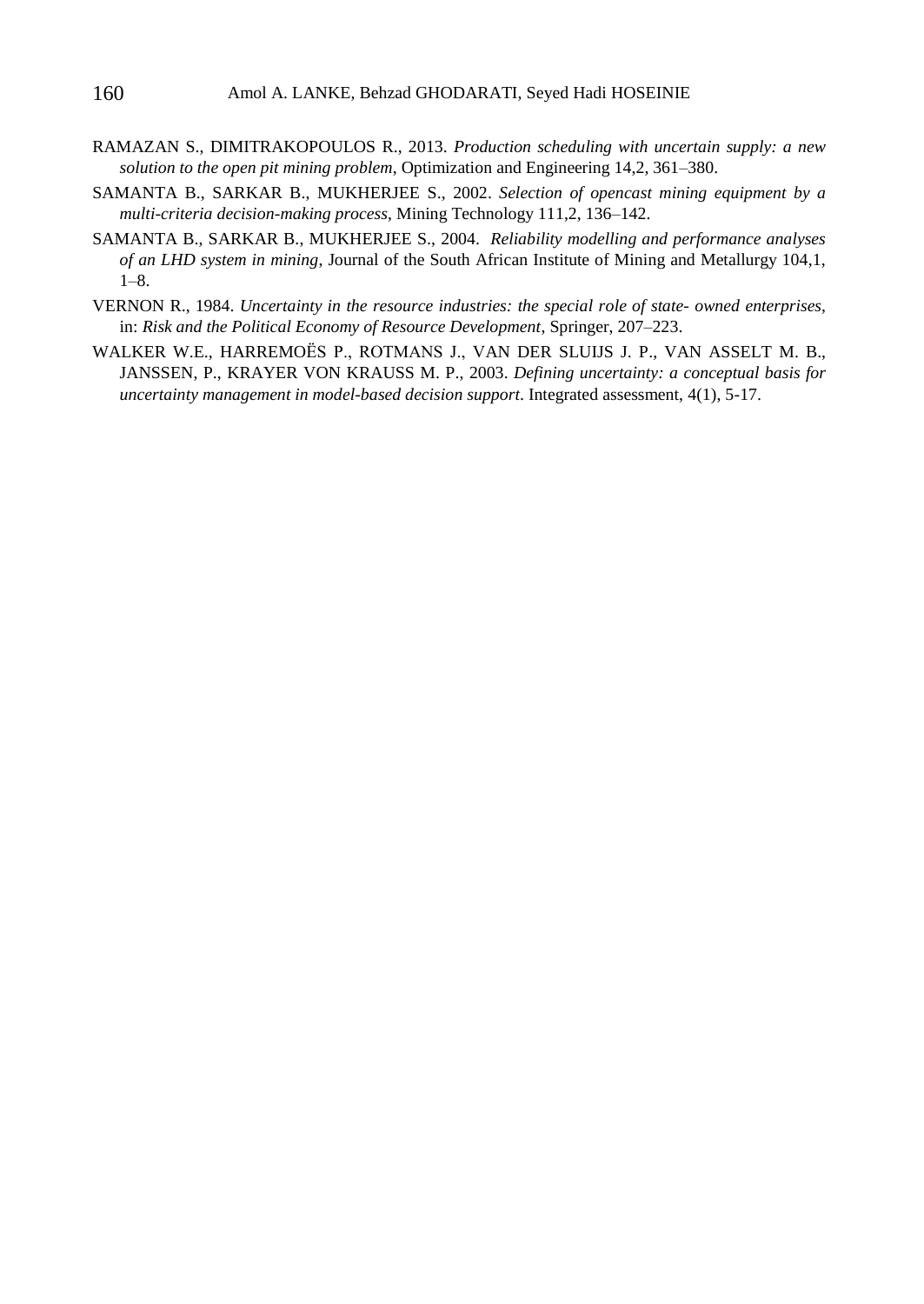RAMAZAN S., DIMITRAKOPOULOS R., 2013. *Production scheduling with uncertain supply: a new solution to the open pit mining problem*, Optimization and Engineering 14,2, 361–380.

SAMANTA B., SARKAR B., MUKHERJEE S., 2002. *Selection of opencast mining equipment by a multi-criteria decision-making process*, Mining Technology 111,2, 136–142.

SAMANTA B., SARKAR B., MUKHERJEE S., 2004. *Reliability modelling and performance analyses of an LHD system in mining*, Journal of the South African Institute of Mining and Metallurgy 104,1, 1–8.

VERNON R., 1984. *Uncertainty in the resource industries: the special role of state- owned enterprises*, in: *Risk and the Political Economy of Resource Development*, Springer, 207–223.

WALKER W.E., HARREMOËS P., ROTMANS J., VAN DER SLUIJS J. P., VAN ASSELT M. B., JANSSEN, P., KRAYER VON KRAUSS M. P., 2003. *Defining uncertainty: a conceptual basis for uncertainty management in model-based decision support*. Integrated assessment, 4(1), 5-17.